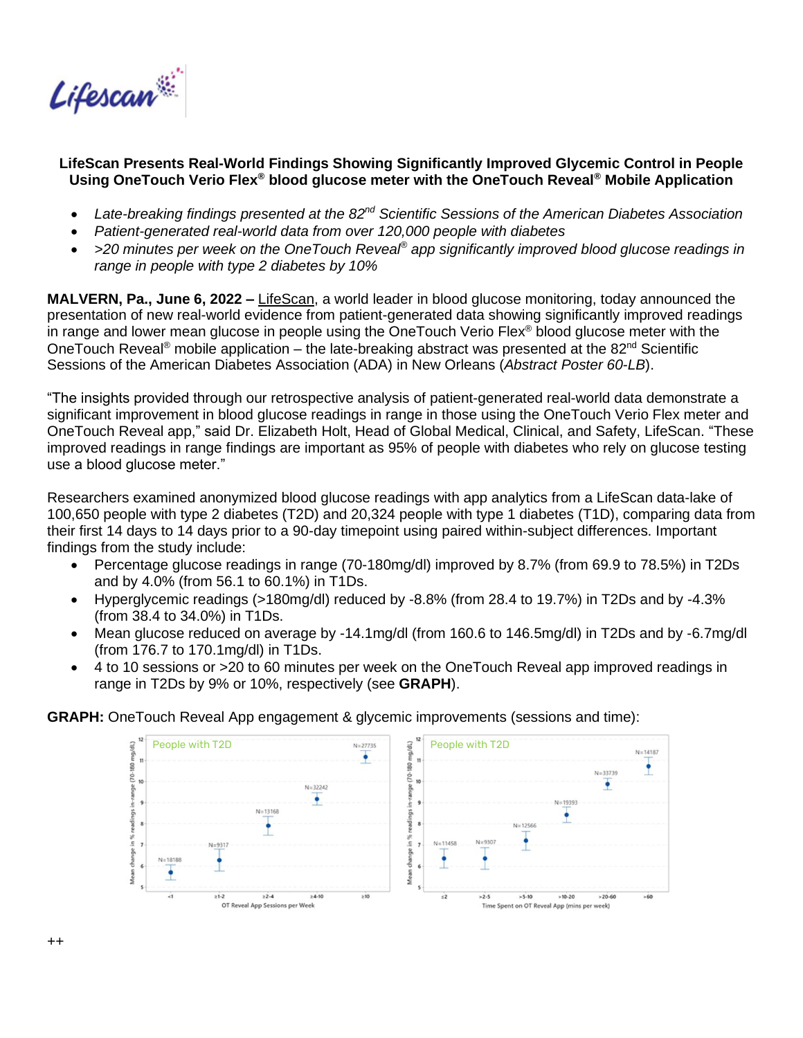**LifeScan Presents Real-World Findings Showing Significantly Improved Glycemic Control in People Using OneTouch Verio Flex® blood glucose meter with the OneTouch Reveal® Mobile Application**

- *Late-breaking findings presented at the 82nd Scientific Sessions of the American Diabetes Association*
- *Patient-generated real-world data from over 120,000 people with diabetes*
- *>20 minutes per week on the OneTouch Reveal® app significantly improved blood glucose readings in range in people with type 2 diabetes by 10%*

**MALVERN, Pa., June 6, 2022 –** LifeScan, a world leader in blood glucose monitoring, today announced the presentation of new real-world evidence from patient-generated data showing significantly improved readings in range and lower mean glucose in people using the OneTouch Verio Flex® blood glucose meter with the OneTouch Reveal® mobile application – the late-breaking abstract was presented at the 82nd Scientific Sessions of the American Diabetes Association (ADA) in New Orleans (*Abstract Poster 60-LB*).

"The insights provided through our retrospective analysis of patient-generated real-world data demonstrate a significant improvement in blood glucose readings in range in those using the OneTouch Verio Flex meter and OneTouch Reveal app," said Dr. Elizabeth Holt, Head of Global Medical, Clinical, and Safety, LifeScan. "These improved readings in range findings are important as 95% of people with diabetes who rely on glucose testing use a blood glucose meter."

Researchers examined anonymized blood glucose readings with app analytics from a LifeScan data-lake of 100,650 people with type 2 diabetes (T2D) and 20,324 people with type 1 diabetes (T1D), comparing data from their first 14 days to 14 days prior to a 90-day timepoint using paired within-subject differences. Important findings from the study include:

- Percentage glucose readings in range (70-180mg/dl) improved by 8.7% (from 69.9 to 78.5%) in T2Ds and by 4.0% (from 56.1 to 60.1%) in T1Ds.
- Hyperglycemic readings (>180mg/dl) reduced by -8.8% (from 28.4 to 19.7%) in T2Ds and by -4.3% (from 38.4 to 34.0%) in T1Ds.
- Mean glucose reduced on average by -14.1mg/dl (from 160.6 to 146.5mg/dl) in T2Ds and by -6.7mg/dl (from 176.7 to 170.1mg/dl) in T1Ds.
- 4 to 10 sessions or >20 to 60 minutes per week on the OneTouch Reveal app improved readings in range in T2Ds by 9% or 10%, respectively (see **GRAPH**).

**GRAPH:** OneTouch Reveal App engagement & glycemic improvements (sessions and time):

++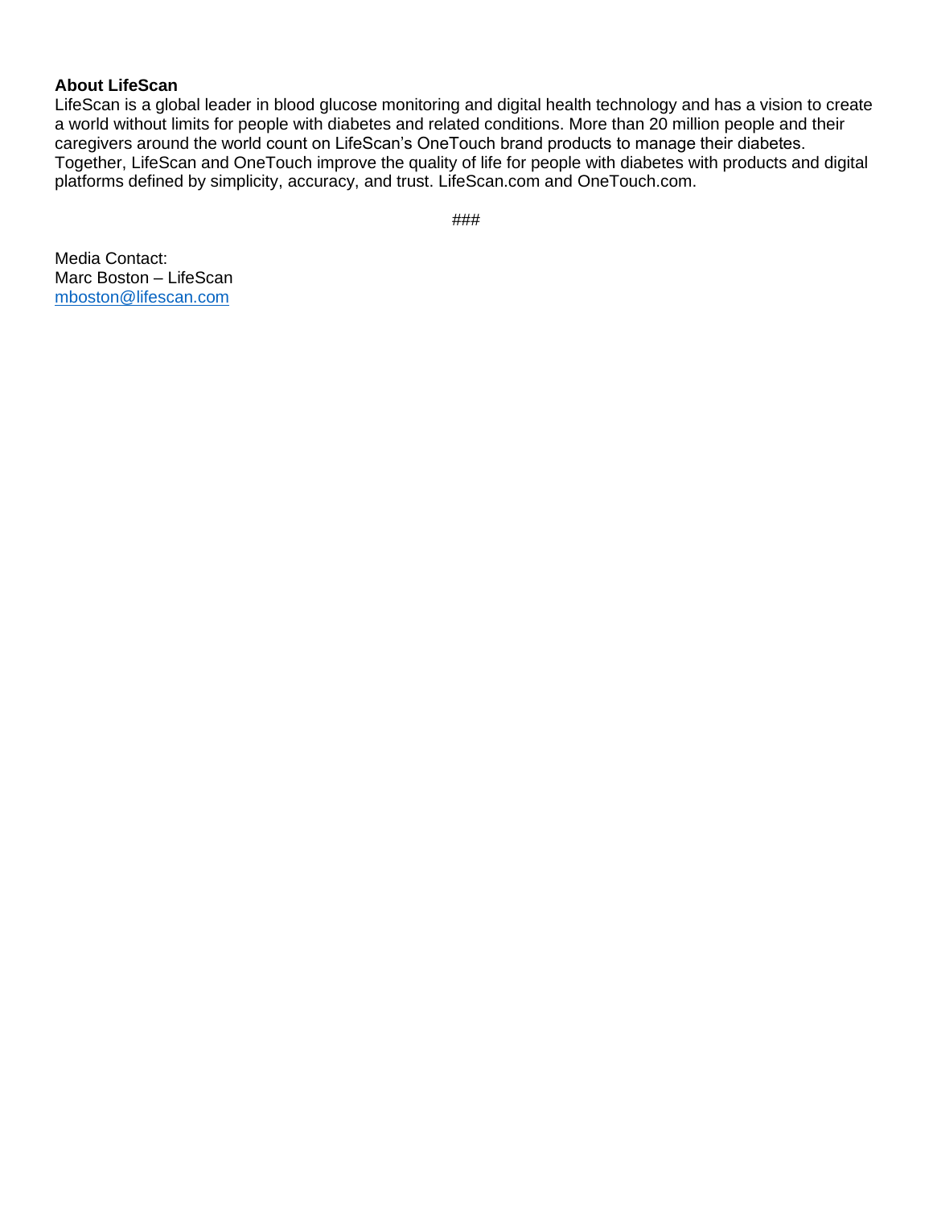**About LifeScan**

LifeScan is a global leader in blood glucose monitoring and digital health technology and has a vision to create a world without limits for people with diabetes and related conditions. More than 20 million people and their caregivers around the world count on LifeScan's OneTouch brand products to manage their diabetes. Together, LifeScan and OneTouch improve the quality of life for people with diabetes with products and digital platforms defined by simplicity, accuracy, and trust. LifeScan.com and OneTouch.com.

###

Media Contact:
Marc Boston – LifeScan
mboston@lifescan.com